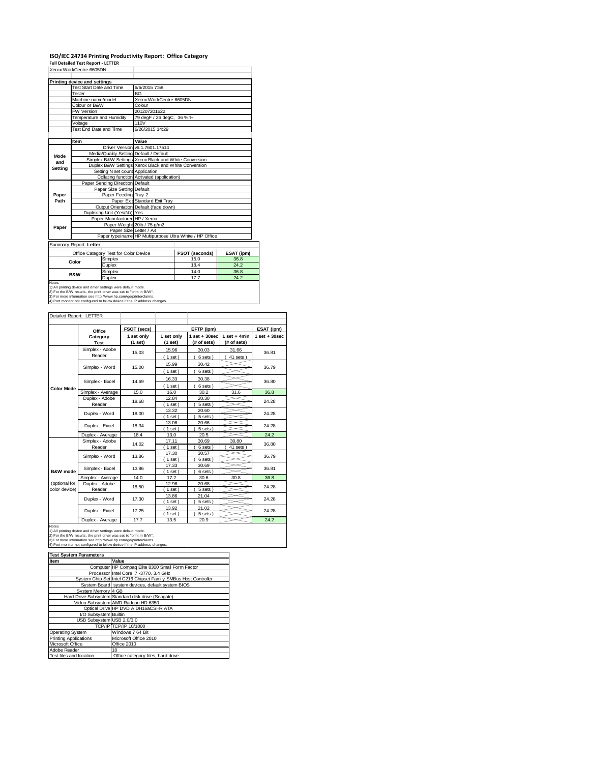# ISO/IEC 24734 Printing Productivity Report: Office Category

**Full Detailed Test Report - LETTER**

Xerox WorkCentre 6605DN

| Printing device and settings | |
|---|---|
| Test Start Date and Time | 6/6/2015 7:58 |
| Tester | BG |
| Machine name/model | Xerox WorkCentre 6605DN |
| Colour or B&W | Colour |
| FW Version | 201207201622 |
| Temperature and Humidity | 79 degF / 26 degC, 36 %rH |
| Voltage | 110V |
| Test End Date and Time | 6/26/2015 14:29 |

| | Item | Value |
|---|---|---|
| Mode and Setting | Driver Version | v6.1.7601.17514 |
| | Media/Quality Setting | Default / Default |
| | Simplex B&W Settings | Xerox Black and White Conversion |
| | Duplex B&W Settings | Xerox Black and White Conversion |
| | Setting N set count | Application |
| | Collating function | Activated (application) |
| Paper Path | Paper Sending Direction | Default |
| | Paper Size Setting | Default |
| | Paper Feeding | Tray 2 |
| | Paper Exit | Standard Exit Tray |
| | Output Orientation | Default (face down) |
| | Duplexing Unit (Yes/No) | Yes |
| Paper | Paper Manufacturer | HP / Xerox |
| | Paper Weight | 20lb / 75 g/m2 |
| | Paper Size | Letter / A4 |
| | Paper type/name | HP Multipurpose Ultra White / HP Office |

Summary Report: **Letter**

| Office Category Test for Color Device | | FSOT (seconds) | ESAT (ipm) |
|---|---|---|---|
| Color | Simplex | 15.0 | 36.8 |
| | Duplex | 18.4 | 24.2 |
| B&W | Simplex | 14.0 | 36.8 |
| | Duplex | 17.7 | 24.2 |

Notes
1) All printing device and driver settings were default mode.
2) For the B/W results, the print driver was set to "print in B/W".
3) For more information see http://www.hp.com/go/printerclaims.
4) Port monitor not configured to follow device if the IP address changes.

Detailed Report: LETTER

| | Office Category Test | FSOT (secs) 1 set only (1 set) | EFTP (ipm) 1 set only (1 set) | EFTP (ipm) 1 set + 30sec (# of sets) | EFTP (ipm) 1 set + 4min (# of sets) | ESAT (ipm) 1 set + 30sec |
|---|---|---|---|---|---|---|
| Color Mode | Simplex - Adobe Reader | 15.03 | 15.96 (1 set) | 30.03 (6 sets) | 31.66 (41 sets) | 36.81 |
| | Simplex - Word | 15.00 | 15.99 (1 set) | 30.42 (6 sets) | | 36.79 |
| | Simplex - Excel | 14.69 | 16.33 (1 set) | 30.38 (6 sets) | | 36.80 |
| | Simplex - Average | 15.0 | 16.0 | 30.2 | 31.6 | 36.8 |
| | Duplex - Adobe Reader | 18.68 | 12.84 (1 set) | 20.30 (5 sets) | | 24.28 |
| | Duplex - Word | 18.00 | 13.32 (1 set) | 20.60 (5 sets) | | 24.28 |
| | Duplex - Excel | 18.34 | 13.06 (1 set) | 20.66 (5 sets) | | 24.28 |
| | Duplex - Average | 18.4 | 13.0 | 20.5 | | 24.2 |
| B&W mode (optional for color device) | Simplex - Adobe Reader | 14.02 | 17.11 (1 set) | 30.69 (6 sets) | 30.80 (41 sets) | 36.80 |
| | Simplex - Word | 13.86 | 17.30 (1 set) | 30.57 (6 sets) | | 36.79 |
| | Simplex - Excel | 13.86 | 17.33 (1 set) | 30.69 (6 sets) | | 36.81 |
| | Simplex - Average | 14.0 | 17.2 | 30.6 | 30.8 | 36.8 |
| | Duplex - Adobe Reader | 18.50 | 12.96 (1 set) | 20.68 (5 sets) | | 24.28 |
| | Duplex - Word | 17.30 | 13.86 (1 set) | 21.04 (5 sets) | | 24.28 |
| | Duplex - Excel | 17.25 | 13.92 (1 set) | 21.02 (5 sets) | | 24.28 |
| | Duplex - Average | 17.7 | 13.5 | 20.9 | | 24.2 |

Notes
1) All printing device and driver settings were default mode.
2) For the B/W results, the print driver was set to "print in B/W".
3) For more information see http://www.hp.com/go/printerclaims.
4) Port monitor not configured to follow device if the IP address changes.

| Test System Parameters | |
|---|---|
| **Item** | **Value** |
| Computer | HP Compaq Elite 8300 Small Form Factor |
| Processor | Intel Core i7 -3770, 3.4 GHz |
| System Chip Set | Intel C216 Chipset Family SMBus Host Controller |
| System Board | system devices, default system BIOS |
| System Memory | 4 GB |
| Hard Drive Subsystem | Standard disk drive (Seagate) |
| Video Subsystem | AMD Radeon HD 6350 |
| Optical Drive | HP DVD A DH16aCSHR ATA |
| I/O Subsystem | Builtin |
| USB Subsystem | USB 2.0/3.0 |
| TCP/IP | TCP/IP 10/1000 |
| Operating System | Windows 7 64 Bit |
| Printing Applications | Microsoft Office 2010 |
| Microsoft Office | Office 2010 |
| Adobe Reader | 10 |
| Test files and location | Office category files, hard drive |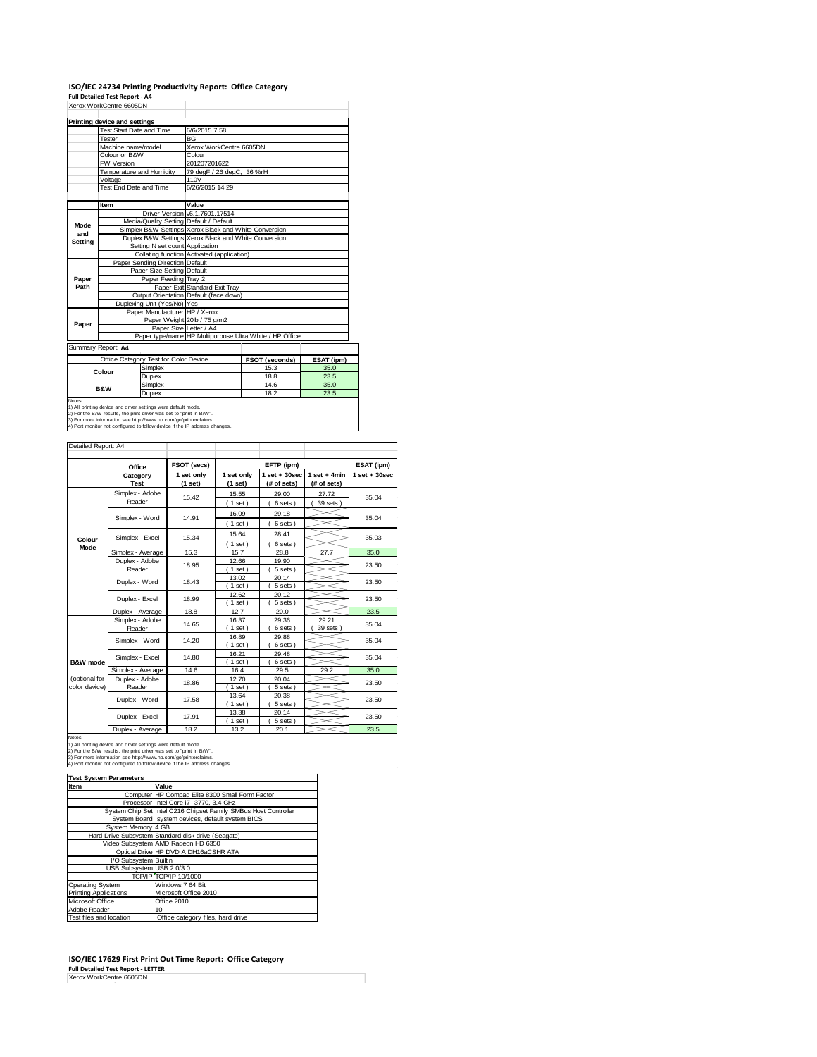# ISO/IEC 24734 Printing Productivity Report: Office Category

**Full Detailed Test Report - A4**

Xerox WorkCentre 6605DN

| Printing device and settings | |
|---|---|
| Test Start Date and Time | 6/6/2015 7:58 |
| Tester | BG |
| Machine name/model | Xerox WorkCentre 6605DN |
| Colour or B&W | Colour |
| FW Version | 201207201622 |
| Temperature and Humidity | 79 degF / 26 degC, 36 %rH |
| Voltage | 110V |
| Test End Date and Time | 6/26/2015 14:29 |

| | Item | Value |
|---|---|---|
| Mode and Setting | Driver Version | v6.1.7601.17514 |
| | Media/Quality Setting | Default / Default |
| | Simplex B&W Settings | Xerox Black and White Conversion |
| | Duplex B&W Settings | Xerox Black and White Conversion |
| | Setting N set count | Application |
| | Collating function | Activated (application) |
| Paper Path | Paper Sending Direction | Default |
| | Paper Size Setting | Default |
| | Paper Feeding | Tray 2 |
| | Paper Exit | Standard Exit Tray |
| | Output Orientation | Default (face down) |
| | Duplexing Unit (Yes/No) | Yes |
| Paper | Paper Manufacturer | HP / Xerox |
| | Paper Weight | 20lb / 75 g/m2 |
| | Paper Size | Letter / A4 |
| | Paper type/name | HP Multipurpose Ultra White / HP Office |

Summary Report: **A4**

| Office Category Test for Color Device | | FSOT (seconds) | ESAT (ipm) |
|---|---|---|---|
| Colour | Simplex | 15.3 | 35.0 |
| | Duplex | 18.8 | 23.5 |
| B&W | Simplex | 14.6 | 35.0 |
| | Duplex | 18.2 | 23.5 |

Notes
1) All printing device and driver settings were default mode.
2) For the B/W results, the print driver was set to "print in B/W".
3) For more information see http://www.hp.com/go/printerclaims.
4) Port monitor not configured to follow device if the IP address changes.

Detailed Report: A4

| | Office Category Test | FSOT (secs) 1 set only (1 set) | EFTP (ipm) 1 set only (1 set) | EFTP (ipm) 1 set + 30sec (# of sets) | EFTP (ipm) 1 set + 4min (# of sets) | ESAT (ipm) 1 set + 30sec |
|---|---|---|---|---|---|---|
| Colour Mode | Simplex - Adobe Reader | 15.42 | 15.55 (1 set) | 29.00 (6 sets) | 27.72 (39 sets) | 35.04 |
| | Simplex - Word | 14.91 | 16.09 (1 set) | 29.18 (6 sets) | | 35.04 |
| | Simplex - Excel | 15.34 | 15.64 (1 set) | 28.41 (6 sets) | | 35.03 |
| | Simplex - Average | 15.3 | 15.7 | 28.8 | 27.7 | 35.0 |
| | Duplex - Adobe Reader | 18.95 | 12.66 (1 set) | 19.90 (5 sets) | | 23.50 |
| | Duplex - Word | 18.43 | 13.02 (1 set) | 20.14 (5 sets) | | 23.50 |
| | Duplex - Excel | 18.99 | 12.62 (1 set) | 20.12 (5 sets) | | 23.50 |
| | Duplex - Average | 18.8 | 12.7 | 20.0 | | 23.5 |
| B&W mode (optional for color device) | Simplex - Adobe Reader | 14.65 | 16.37 (1 set) | 29.36 (6 sets) | 29.21 (39 sets) | 35.04 |
| | Simplex - Word | 14.20 | 16.89 (1 set) | 29.88 (6 sets) | | 35.04 |
| | Simplex - Excel | 14.80 | 16.21 (1 set) | 29.48 (6 sets) | | 35.04 |
| | Simplex - Average | 14.6 | 16.4 | 29.5 | 29.2 | 35.0 |
| | Duplex - Adobe Reader | 18.86 | 12.70 (1 set) | 20.04 (5 sets) | | 23.50 |
| | Duplex - Word | 17.58 | 13.64 (1 set) | 20.38 (5 sets) | | 23.50 |
| | Duplex - Excel | 17.91 | 13.38 (1 set) | 20.14 (5 sets) | | 23.50 |
| | Duplex - Average | 18.2 | 13.2 | 20.1 | | 23.5 |

Notes
1) All printing device and driver settings were default mode.
2) For the B/W results, the print driver was set to "print in B/W".
3) For more information see http://www.hp.com/go/printerclaims.
4) Port monitor not configured to follow device if the IP address changes.

| Test System Parameters | |
|---|---|
| **Item** | **Value** |
| Computer | HP Compaq Elite 8300 Small Form Factor |
| Processor | Intel Core i7 -3770, 3.4 GHz |
| System Chip Set | Intel C216 Chipset Family SMBus Host Controller |
| System Board | system devices, default system BIOS |
| System Memory | 4 GB |
| Hard Drive Subsystem | Standard disk drive (Seagate) |
| Video Subsystem | AMD Radeon HD 6350 |
| Optical Drive | HP DVD A DH16aCSHR ATA |
| I/O Subsystem | Builtin |
| USB Subsystem | USB 2.0/3.0 |
| TCP/IP | TCP/IP 10/1000 |
| Operating System | Windows 7 64 Bit |
| Printing Applications | Microsoft Office 2010 |
| Microsoft Office | Office 2010 |
| Adobe Reader | 10 |
| Test files and location | Office category files, hard drive |

# ISO/IEC 17629 First Print Out Time Report: Office Category

**Full Detailed Test Report - LETTER**

Xerox WorkCentre 6605DN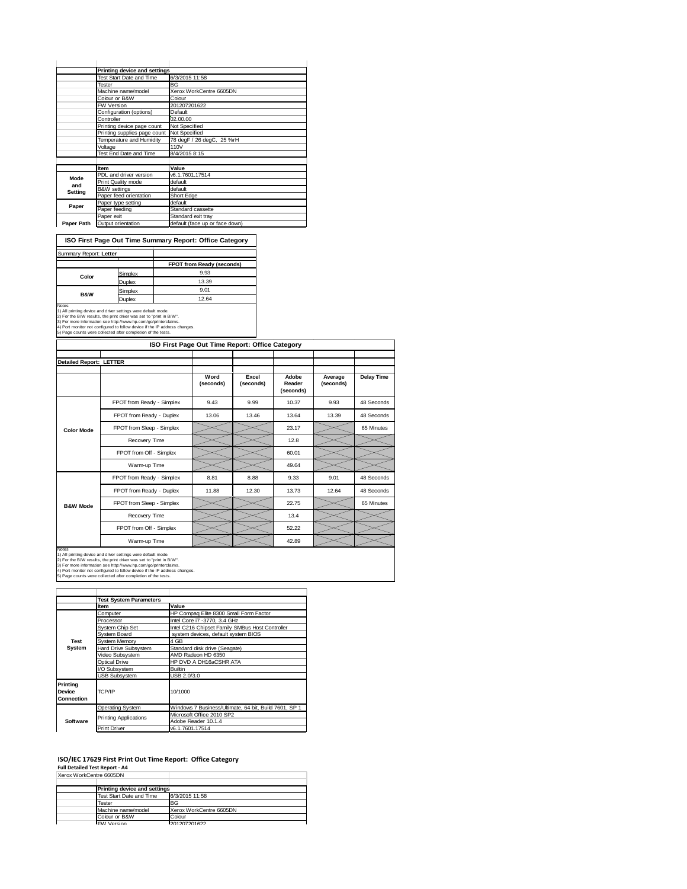| | Printing device and settings | |
|---|---|---|
| | Test Start Date and Time | 6/3/2015 11:58 |
| | Tester | BG |
| | Machine name/model | Xerox WorkCentre 6605DN |
| | Colour or B&W | Colour |
| | FW Version | 201207201622 |
| | Configuration (options) | Default |
| | Controller | 02.00.00 |
| | Printing device page count | Not Specified |
| | Printing supplies page count | Not Specified |
| | Temperature and Humidity | 78 degF / 26 degC, 25 %rH |
| | Voltage | 110V |
| | Test End Date and Time | 8/4/2015 8:15 |

| | Item | Value |
|---|---|---|
| Mode and Setting | PDL and driver version | v6.1.7601.17514 |
| | Print Quality mode | default |
| | B&W settings | default |
| | Paper feed orientation | Short Edge |
| Paper | Paper type setting | default |
| | Paper feeding | Standard cassette |
| | Paper exit | Standard exit tray |
| Paper Path | Output orientation | default (face up or face down) |

## ISO First Page Out Time Summary Report: Office Category

Summary Report: **Letter**

| | | FPOT from Ready (seconds) |
|---|---|---|
| Color | Simplex | 9.93 |
| | Duplex | 13.39 |
| B&W | Simplex | 9.01 |
| | Duplex | 12.64 |

Notes
1) All printing device and driver settings were default mode.
2) For the B/W results, the print driver was set to "print in B/W".
3) For more information see http://www.hp.com/go/printerclaims.
4) Port monitor not configured to follow device if the IP address changes.
5) Page counts were collected after completion of the tests.

## ISO First Page Out Time Report: Office Category

Detailed Report: LETTER

| | | Word (seconds) | Excel (seconds) | Adobe Reader (seconds) | Average (seconds) | Delay Time |
|---|---|---|---|---|---|---|
| Color Mode | FPOT from Ready - Simplex | 9.43 | 9.99 | 10.37 | 9.93 | 48 Seconds |
| | FPOT from Ready - Duplex | 13.06 | 13.46 | 13.64 | 13.39 | 48 Seconds |
| | FPOT from Sleep - Simplex | | | 23.17 | | 65 Minutes |
| | Recovery Time | | | 12.8 | | |
| | FPOT from Off - Simplex | | | 60.01 | | |
| | Warm-up Time | | | 49.64 | | |
| B&W Mode | FPOT from Ready - Simplex | 8.81 | 8.88 | 9.33 | 9.01 | 48 Seconds |
| | FPOT from Ready - Duplex | 11.88 | 12.30 | 13.73 | 12.64 | 48 Seconds |
| | FPOT from Sleep - Simplex | | | 22.75 | | 65 Minutes |
| | Recovery Time | | | 13.4 | | |
| | FPOT from Off - Simplex | | | 52.22 | | |
| | Warm-up Time | | | 42.89 | | |

Notes
1) All printing device and driver settings were default mode.
2) For the B/W results, the print driver was set to "print in B/W".
3) For more information see http://www.hp.com/go/printerclaims.
4) Port monitor not configured to follow device if the IP address changes.
5) Page counts were collected after completion of the tests.

| | Test System Parameters | |
|---|---|---|
| | Item | Value |
| Test System | Computer | HP Compaq Elite 8300 Small Form Factor |
| | Processor | Intel Core i7 -3770, 3.4 GHz |
| | System Chip Set | Intel C216 Chipset Family SMBus Host Controller |
| | System Board | system devices, default system BIOS |
| | System Memory | 4 GB |
| | Hard Drive Subsystem | Standard disk drive (Seagate) |
| | Video Subsystem | AMD Radeon HD 6350 |
| | Optical Drive | HP DVD A DH16aCSHR ATA |
| | I/O Subsystem | Builtin |
| | USB Subsystem | USB 2.0/3.0 |
| Printing Device Connection | TCP/IP | 10/1000 |
| Software | Operating System | Windows 7 Business/Ultimate, 64 bit, Build 7601, SP 1 |
| | Printing Applications | Microsoft Office 2010 SP2 |
| | | Adobe Reader 10.1.4 |
| | Print Driver | v6.1.7601.17514 |

## ISO/IEC 17629 First Print Out Time Report: Office Category

**Full Detailed Test Report - A4**

Xerox WorkCentre 6605DN

| | Printing device and settings | |
|---|---|---|
| | Test Start Date and Time | 6/3/2015 11:58 |
| | Tester | BG |
| | Machine name/model | Xerox WorkCentre 6605DN |
| | Colour or B&W | Colour |
| | FW Version | 201207201622 |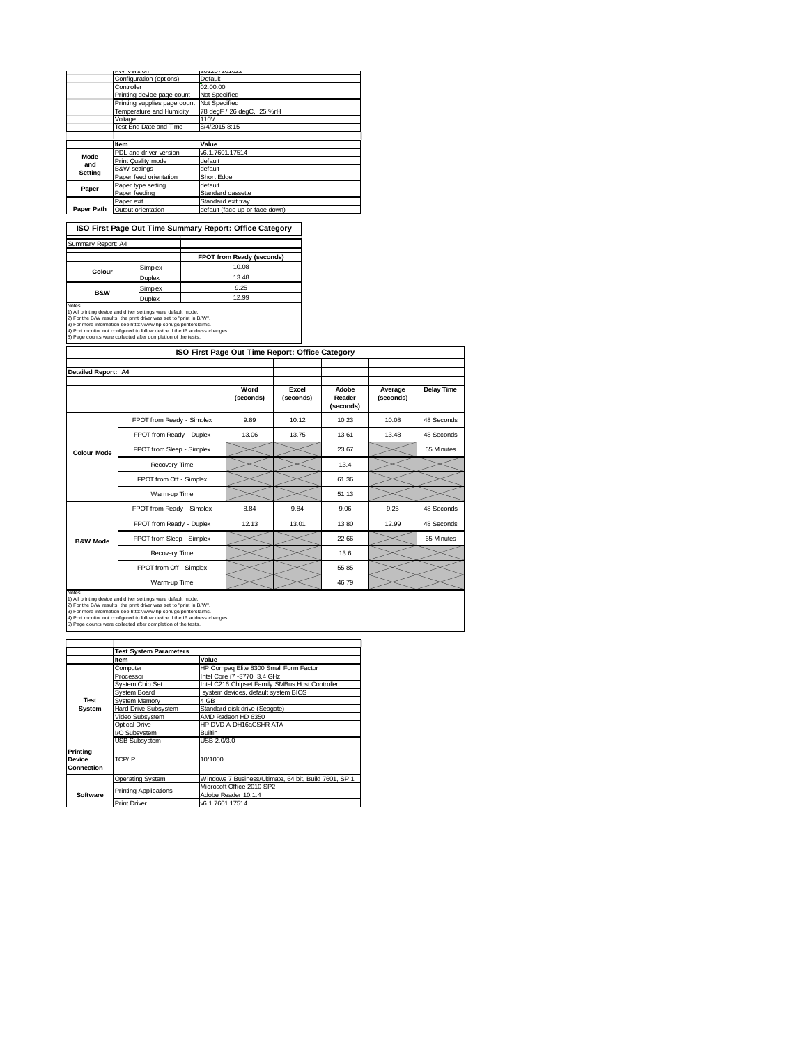| | | |
|---|---|---|
| | FW Version | 2012072010022 |
| | Configuration (options) | Default |
| | Controller | 02.00.00 |
| | Printing device page count | Not Specified |
| | Printing supplies page count | Not Specified |
| | Temperature and Humidity | 78 degF / 26 degC, 25 %rH |
| | Voltage | 110V |
| | Test End Date and Time | 8/4/2015 8:15 |

| | Item | Value |
|---|---|---|
| Mode and Setting | PDL and driver version | v6.1.7601.17514 |
| | Print Quality mode | default |
| | B&W settings | default |
| | Paper feed orientation | Short Edge |
| Paper | Paper type setting | default |
| | Paper feeding | Standard cassette |
| Paper Path | Paper exit | Standard exit tray |
| | Output orientation | default (face up or face down) |

## ISO First Page Out Time Summary Report: Office Category

Summary Report: A4

| | | FPOT from Ready (seconds) |
|---|---|---|
| Colour | Simplex | 10.08 |
| | Duplex | 13.48 |
| B&W | Simplex | 9.25 |
| | Duplex | 12.99 |

Notes
1) All printing device and driver settings were default mode.
2) For the B/W results, the print driver was set to "print in B/W".
3) For more information see http://www.hp.com/go/printerclaims.
4) Port monitor not configured to follow device if the IP address changes.
5) Page counts were collected after completion of the tests.

## ISO First Page Out Time Report: Office Category

Detailed Report: A4

| | | Word (seconds) | Excel (seconds) | Adobe Reader (seconds) | Average (seconds) | Delay Time |
|---|---|---|---|---|---|---|
| Colour Mode | FPOT from Ready - Simplex | 9.89 | 10.12 | 10.23 | 10.08 | 48 Seconds |
| | FPOT from Ready - Duplex | 13.06 | 13.75 | 13.61 | 13.48 | 48 Seconds |
| | FPOT from Sleep - Simplex | | | 23.67 | | 65 Minutes |
| | Recovery Time | | | 13.4 | | |
| | FPOT from Off - Simplex | | | 61.36 | | |
| | Warm-up Time | | | 51.13 | | |
| B&W Mode | FPOT from Ready - Simplex | 8.84 | 9.84 | 9.06 | 9.25 | 48 Seconds |
| | FPOT from Ready - Duplex | 12.13 | 13.01 | 13.80 | 12.99 | 48 Seconds |
| | FPOT from Sleep - Simplex | | | 22.66 | | 65 Minutes |
| | Recovery Time | | | 13.6 | | |
| | FPOT from Off - Simplex | | | 55.85 | | |
| | Warm-up Time | | | 46.79 | | |

Notes
1) All printing device and driver settings were default mode.
2) For the B/W results, the print driver was set to "print in B/W".
3) For more information see http://www.hp.com/go/printerclaims.
4) Port monitor not configured to follow device if the IP address changes.
5) Page counts were collected after completion of the tests.

| | Test System Parameters | |
|---|---|---|
| | Item | Value |
| Test System | Computer | HP Compaq Elite 8300 Small Form Factor |
| | Processor | Intel Core i7 -3770, 3.4 GHz |
| | System Chip Set | Intel C216 Chipset Family SMBus Host Controller |
| | System Board | system devices, default system BIOS |
| | System Memory | 4 GB |
| | Hard Drive Subsystem | Standard disk drive (Seagate) |
| | Video Subsystem | AMD Radeon HD 6350 |
| | Optical Drive | HP DVD A DH16aCSHR ATA |
| | I/O Subsystem | Builtin |
| | USB Subsystem | USB 2.0/3.0 |
| Printing Device Connection | TCP/IP | 10/1000 |
| Software | Operating System | Windows 7 Business/Ultimate, 64 bit, Build 7601, SP 1 |
| | Printing Applications | Microsoft Office 2010 SP2 |
| | | Adobe Reader 10.1.4 |
| | Print Driver | v6.1.7601.17514 |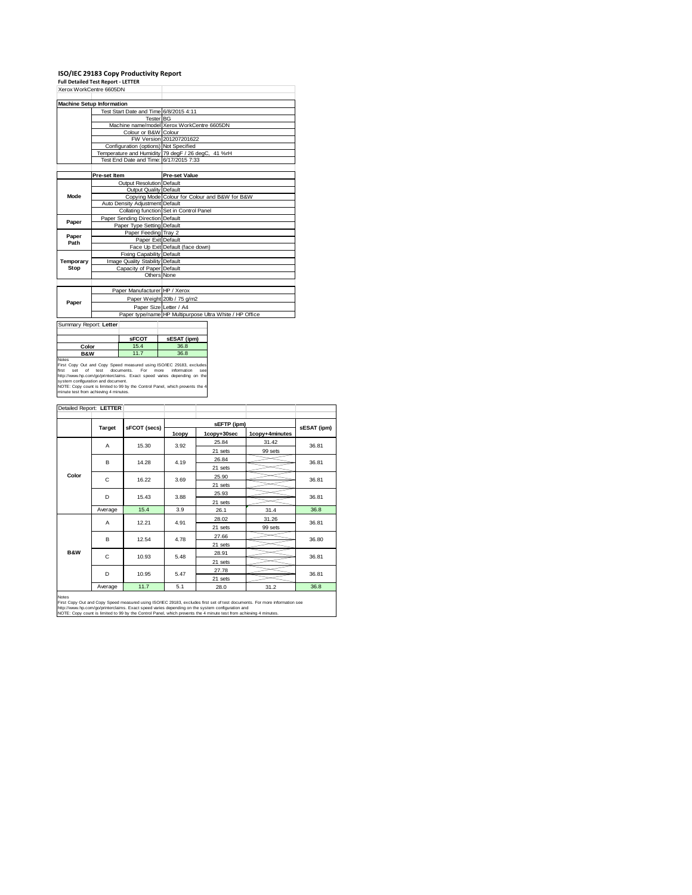# ISO/IEC 29183 Copy Productivity Report

**Full Detailed Test Report - LETTER**

Xerox WorkCentre 6605DN

| Machine Setup Information | | |
|---|---|---|
| | Test Start Date and Time | 6/8/2015 4:11 |
| | Tester | BG |
| | Machine name/model | Xerox WorkCentre 6605DN |
| | Colour or B&W | Colour |
| | FW Version | 201207201622 |
| | Configuration (options) | Not Specified |
| | Temperature and Humidity | 79 degF / 26 degC, 41 %rH |
| | Test End Date and Time: | 6/17/2015 7:33 |

| | Pre-set Item | Pre-set Value |
|---|---|---|
| Mode | Output Resolution | Default |
| | Output Quality | Default |
| | Copying Mode | Colour for Colour and B&W for B&W |
| | Auto Density Adjustment | Default |
| | Collating function | Set in Control Panel |
| Paper | Paper Sending Direction | Default |
| | Paper Type Setting | Default |
| Paper Path | Paper Feeding | Tray 2 |
| | Paper Exit | Default |
| | Face Up Exit | Default (face down) |
| Temporary Stop | Fixing Capability | Default |
| | Image Quality Stability | Default |
| | Capacity of Paper | Default |
| | Others | None |

| | | |
|---|---|---|
| Paper | Paper Manufacturer | HP / Xerox |
| | Paper Weight | 20lb / 75 g/m2 |
| | Paper Size | Letter / A4 |
| | Paper type/name | HP Multipurpose Ultra White / HP Office |

Summary Report: **Letter**

| | sFCOT | sESAT (ipm) |
|---|---|---|
| Color | 15.4 | 36.8 |
| B&W | 11.7 | 36.8 |

Notes
First Copy Out and Copy Speed measured using ISO/IEC 29183, excludes first set of test documents. For more information see http://www.hp.com/go/printerclaims. Exact speed varies depending on the system configuration and document.
NOTE: Copy count is limited to 99 by the Control Panel, which prevents the 4 minute test from achieving 4 minutes.

Detailed Report: **LETTER**

| | Target | sFCOT (secs) | sEFTP (ipm) 1copy | sEFTP (ipm) 1copy+30sec | sEFTP (ipm) 1copy+4minutes | sESAT (ipm) |
|---|---|---|---|---|---|---|
| Color | A | 15.30 | 3.92 | 25.84 / 21 sets | 31.42 / 99 sets | 36.81 |
| | B | 14.28 | 4.19 | 26.84 / 21 sets | | 36.81 |
| | C | 16.22 | 3.69 | 25.90 / 21 sets | | 36.81 |
| | D | 15.43 | 3.88 | 25.93 / 21 sets | | 36.81 |
| | Average | 15.4 | 3.9 | 26.1 | 31.4 | 36.8 |
| B&W | A | 12.21 | 4.91 | 28.02 / 21 sets | 31.26 / 99 sets | 36.81 |
| | B | 12.54 | 4.78 | 27.66 / 21 sets | | 36.80 |
| | C | 10.93 | 5.48 | 28.91 / 21 sets | | 36.81 |
| | D | 10.95 | 5.47 | 27.78 / 21 sets | | 36.81 |
| | Average | 11.7 | 5.1 | 28.0 | 31.2 | 36.8 |

Notes
First Copy Out and Copy Speed measured using ISO/IEC 29183, excludes first set of test documents. For more information see http://www.hp.com/go/printerclaims. Exact speed varies depending on the system configuration and
NOTE: Copy count is limited to 99 by the Control Panel, which prevents the 4 minute test from achieving 4 minutes.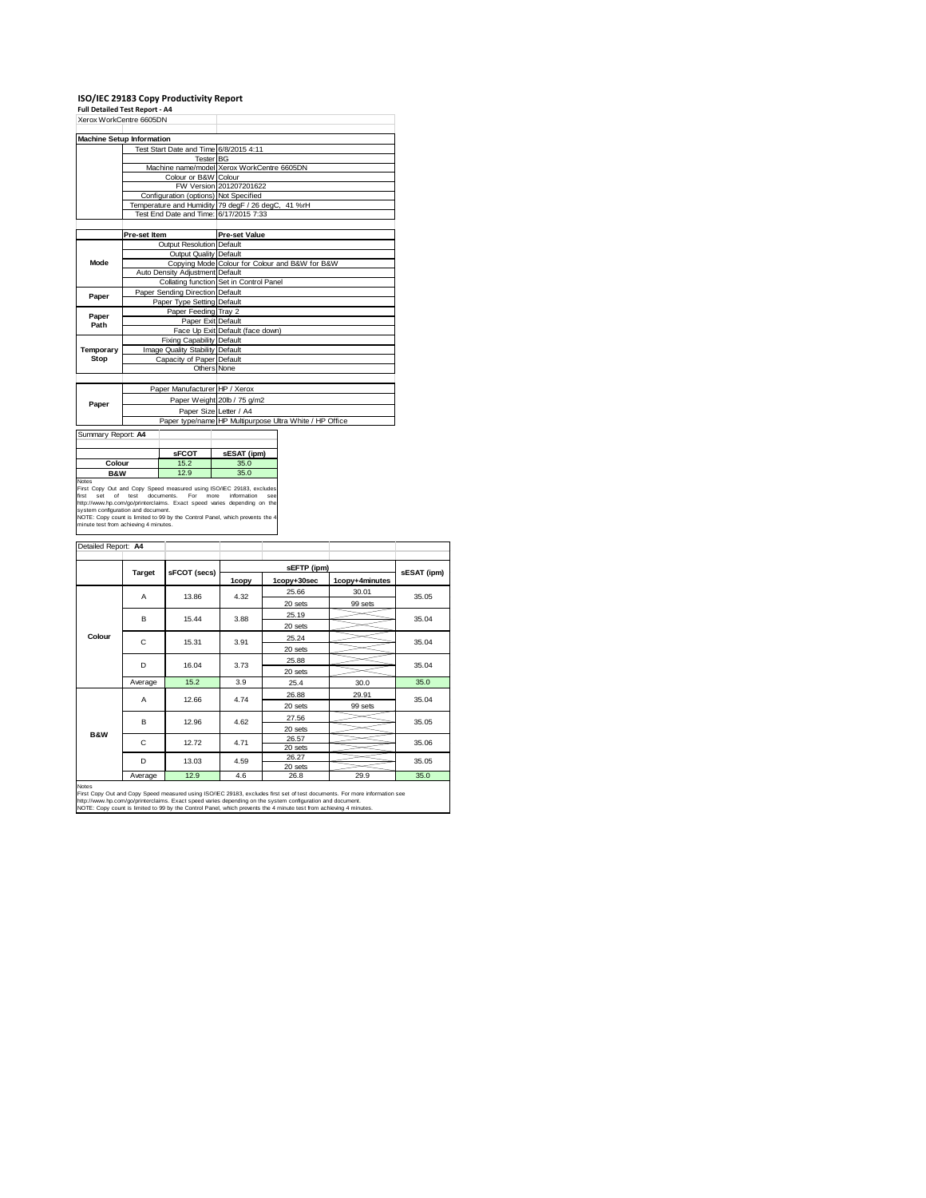# ISO/IEC 29183 Copy Productivity Report

**Full Detailed Test Report - A4**

Xerox WorkCentre 6605DN

| Machine Setup Information | | |
|---|---|---|
| | Test Start Date and Time | 6/8/2015 4:11 |
| | Tester | BG |
| | Machine name/model | Xerox WorkCentre 6605DN |
| | Colour or B&W | Colour |
| | FW Version | 201207201622 |
| | Configuration (options) | Not Specified |
| | Temperature and Humidity | 79 degF / 26 degC, 41 %rH |
| | Test End Date and Time: | 6/17/2015 7:33 |

| | Pre-set Item | Pre-set Value |
|---|---|---|
| Mode | Output Resolution | Default |
| | Output Quality | Default |
| | Copying Mode | Colour for Colour and B&W for B&W |
| | Auto Density Adjustment | Default |
| | Collating function | Set in Control Panel |
| Paper | Paper Sending Direction | Default |
| | Paper Type Setting | Default |
| Paper Path | Paper Feeding | Tray 2 |
| | Paper Exit | Default |
| | Face Up Exit | Default (face down) |
| Temporary Stop | Fixing Capability | Default |
| | Image Quality Stability | Default |
| | Capacity of Paper | Default |
| | Others | None |

| | | |
|---|---|---|
| Paper | Paper Manufacturer | HP / Xerox |
| | Paper Weight | 20lb / 75 g/m2 |
| | Paper Size | Letter / A4 |
| | Paper type/name | HP Multipurpose Ultra White / HP Office |

Summary Report: **A4**

| | sFCOT | sESAT (ipm) |
|---|---|---|
| Colour | 15.2 | 35.0 |
| B&W | 12.9 | 35.0 |

Notes
First Copy Out and Copy Speed measured using ISO/IEC 29183, excludes first set of test documents. For more information see http://www.hp.com/go/printerclaims. Exact speed varies depending on the system configuration and document.
NOTE: Copy count is limited to 99 by the Control Panel, which prevents the 4 minute test from achieving 4 minutes.

Detailed Report: **A4**

| | Target | sFCOT (secs) | sEFTP (ipm) 1copy | sEFTP (ipm) 1copy+30sec | sEFTP (ipm) 1copy+4minutes | sESAT (ipm) |
|---|---|---|---|---|---|---|
| Colour | A | 13.86 | 4.32 | 25.66 | 30.01 | 35.05 |
| | | | | 20 sets | 99 sets | |
| | B | 15.44 | 3.88 | 25.19 | | 35.04 |
| | | | | 20 sets | | |
| | C | 15.31 | 3.91 | 25.24 | | 35.04 |
| | | | | 20 sets | | |
| | D | 16.04 | 3.73 | 25.88 | | 35.04 |
| | | | | 20 sets | | |
| | Average | 15.2 | 3.9 | 25.4 | 30.0 | 35.0 |
| B&W | A | 12.66 | 4.74 | 26.88 | 29.91 | 35.04 |
| | | | | 20 sets | 99 sets | |
| | B | 12.96 | 4.62 | 27.56 | | 35.05 |
| | | | | 20 sets | | |
| | C | 12.72 | 4.71 | 26.57 | | 35.06 |
| | | | | 20 sets | | |
| | D | 13.03 | 4.59 | 26.27 | | 35.05 |
| | | | | 20 sets | | |
| | Average | 12.9 | 4.6 | 26.8 | 29.9 | 35.0 |

Notes
First Copy Out and Copy Speed measured using ISO/IEC 29183, excludes first set of test documents. For more information see http://www.hp.com/go/printerclaims. Exact speed varies depending on the system configuration and document.
NOTE: Copy count is limited to 99 by the Control Panel, which prevents the 4 minute test from achieving 4 minutes.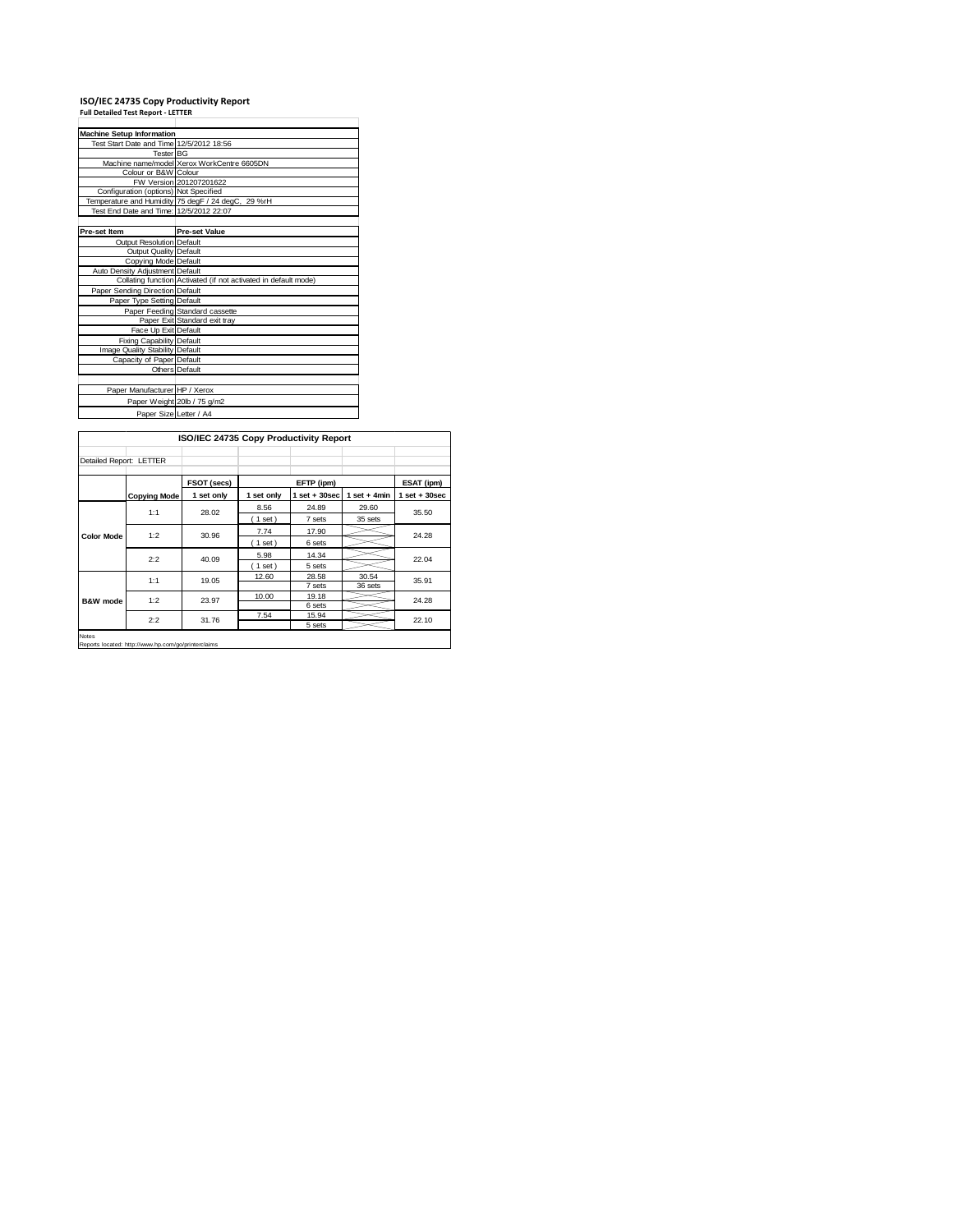# ISO/IEC 24735 Copy Productivity Report

**Full Detailed Test Report - LETTER**

| Machine Setup Information | |
|---|---|
| Test Start Date and Time | 12/5/2012 18:56 |
| Tester | BG |
| Machine name/model | Xerox WorkCentre 6605DN |
| Colour or B&W | Colour |
| FW Version | 201207201622 |
| Configuration (options) | Not Specified |
| Temperature and Humidity | 75 degF / 24 degC, 29 %rH |
| Test End Date and Time: | 12/5/2012 22:07 |

| Pre-set Item | Pre-set Value |
|---|---|
| Output Resolution | Default |
| Output Quality | Default |
| Copying Mode | Default |
| Auto Density Adjustment | Default |
| Collating function | Activated (if not activated in default mode) |
| Paper Sending Direction | Default |
| Paper Type Setting | Default |
| Paper Feeding | Standard cassette |
| Paper Exit | Standard exit tray |
| Face Up Exit | Default |
| Fixing Capability | Default |
| Image Quality Stability | Default |
| Capacity of Paper | Default |
| Others | Default |

| | |
|---|---|
| Paper Manufacturer | HP / Xerox |
| Paper Weight | 20lb / 75 g/m2 |
| Paper Size | Letter / A4 |

**ISO/IEC 24735 Copy Productivity Report**

Detailed Report: LETTER

| | | FSOT (secs) | EFTP (ipm) | | | ESAT (ipm) |
|---|---|---|---|---|---|---|
| | **Copying Mode** | 1 set only | 1 set only | 1 set + 30sec | 1 set + 4min | 1 set + 30sec |
| **Color Mode** | 1:1 | 28.02 | 8.56 | 24.89 | 29.60 | 35.50 |
| | | | ( 1 set ) | 7 sets | 35 sets | |
| | 1:2 | 30.96 | 7.74 | 17.90 | | 24.28 |
| | | | ( 1 set ) | 6 sets | | |
| | 2:2 | 40.09 | 5.98 | 14.34 | | 22.04 |
| | | | ( 1 set ) | 5 sets | | |
| **B&W mode** | 1:1 | 19.05 | 12.60 | 28.58 | 30.54 | 35.91 |
| | | | | 7 sets | 36 sets | |
| | 1:2 | 23.97 | 10.00 | 19.18 | | 24.28 |
| | | | | 6 sets | | |
| | 2:2 | 31.76 | 7.54 | 15.94 | | 22.10 |
| | | | | 5 sets | | |

Notes

Reports located: http://www.hp.com/go/printerclaims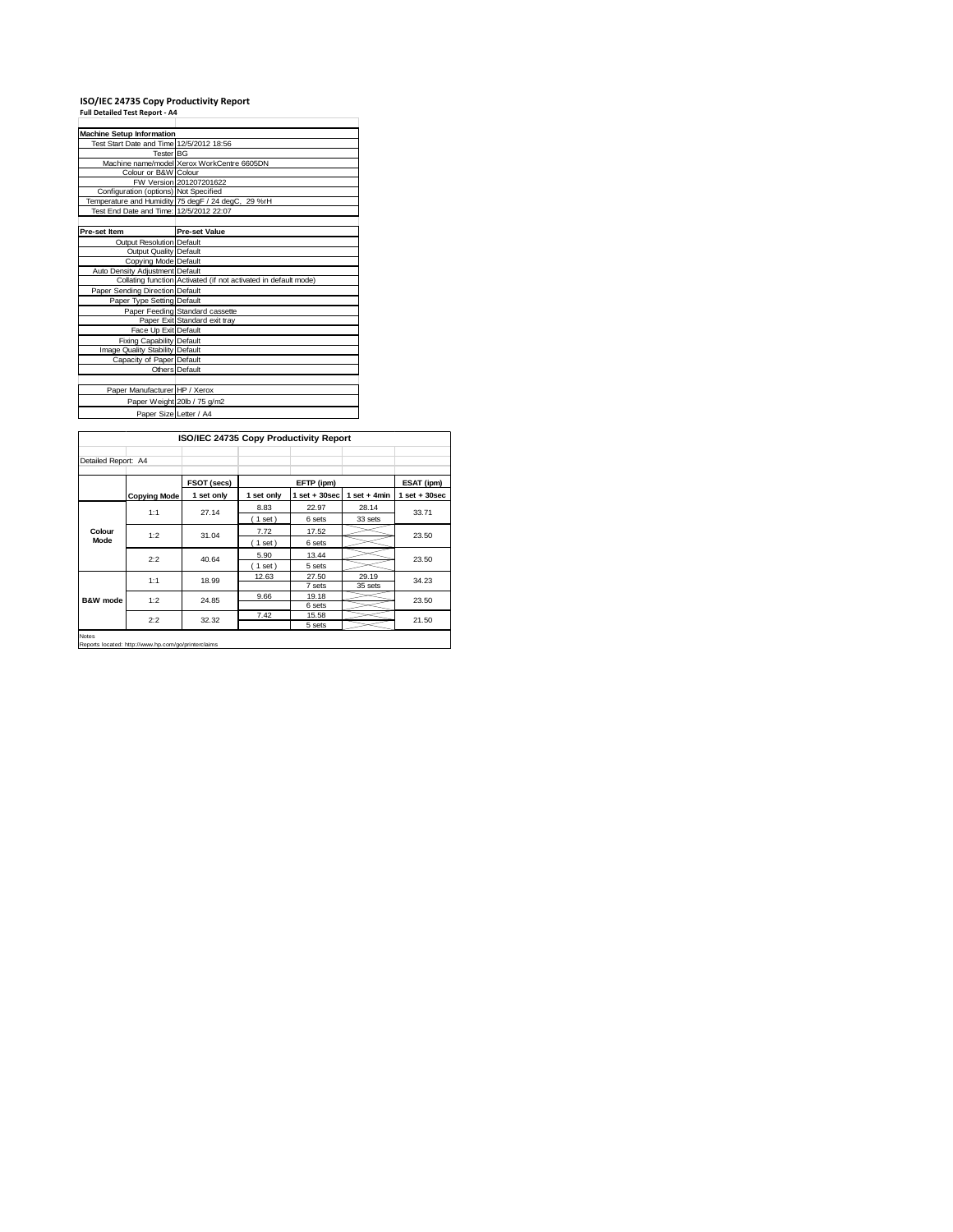# ISO/IEC 24735 Copy Productivity Report

**Full Detailed Test Report - A4**

| Machine Setup Information | |
|---|---|
| Test Start Date and Time | 12/5/2012 18:56 |
| Tester | BG |
| Machine name/model | Xerox WorkCentre 6605DN |
| Colour or B&W | Colour |
| FW Version | 201207201622 |
| Configuration (options) | Not Specified |
| Temperature and Humidity | 75 degF / 24 degC, 29 %rH |
| Test End Date and Time: | 12/5/2012 22:07 |

| Pre-set Item | Pre-set Value |
|---|---|
| Output Resolution | Default |
| Output Quality | Default |
| Copying Mode | Default |
| Auto Density Adjustment | Default |
| Collating function | Activated (if not activated in default mode) |
| Paper Sending Direction | Default |
| Paper Type Setting | Default |
| Paper Feeding | Standard cassette |
| Paper Exit | Standard exit tray |
| Face Up Exit | Default |
| Fixing Capability | Default |
| Image Quality Stability | Default |
| Capacity of Paper | Default |
| Others | Default |

| | |
|---|---|
| Paper Manufacturer | HP / Xerox |
| Paper Weight | 20lb / 75 g/m2 |
| Paper Size | Letter / A4 |

## ISO/IEC 24735 Copy Productivity Report

Detailed Report: A4

| | | FSOT (secs) | EFTP (ipm) | | | ESAT (ipm) |
|---|---|---|---|---|---|---|
| | **Copying Mode** | **1 set only** | **1 set only** | **1 set + 30sec** | **1 set + 4min** | **1 set + 30sec** |
| **Colour Mode** | 1:1 | 27.14 | 8.83 ( 1 set ) | 22.97 6 sets | 28.14 33 sets | 33.71 |
| | 1:2 | 31.04 | 7.72 ( 1 set ) | 17.52 6 sets | | 23.50 |
| | 2:2 | 40.64 | 5.90 ( 1 set ) | 13.44 5 sets | | 23.50 |
| **B&W mode** | 1:1 | 18.99 | 12.63 | 27.50 7 sets | 29.19 35 sets | 34.23 |
| | 1:2 | 24.85 | 9.66 | 19.18 6 sets | | 23.50 |
| | 2:2 | 32.32 | 7.42 | 15.58 5 sets | | 21.50 |

Notes

Reports located: http://www.hp.com/go/printerclaims